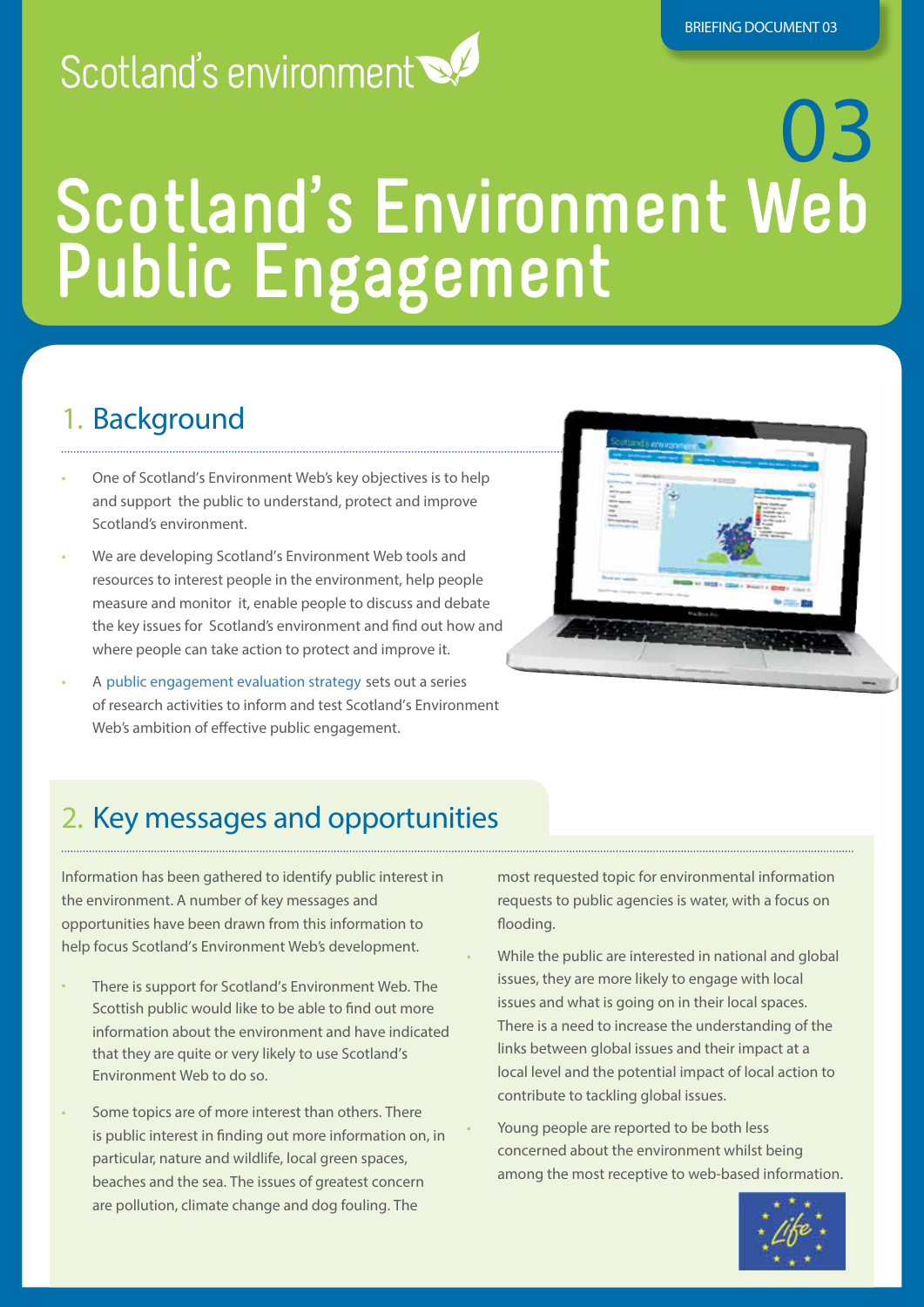BRIEFING DOCUMENT 03

Scotland's environment

03

# Scotland's Environment Web Public Engagement

## 1. Background

- One of Scotland's Environment Web's key objectives is to help and support the public to understand, protect and improve Scotland's environment.
- We are developing Scotland's Environment Web tools and resources to interest people in the environment, help people measure and monitor it, enable people to discuss and debate the key issues for Scotland's environment and find out how and where people can take action to protect and improve it.
- A public engagement evaluation strategy sets out a series of research activities to inform and test Scotland's Environment Web's ambition of effective public engagement.

## 2. Key messages and opportunities

Information has been gathered to identify public interest in the environment. A number of key messages and opportunities have been drawn from this information to help focus Scotland's Environment Web's development.

- There is support for Scotland's Environment Web. The Scottish public would like to be able to find out more information about the environment and have indicated that they are quite or very likely to use Scotland's Environment Web to do so.
- Some topics are of more interest than others. There is public interest in finding out more information on, in particular, nature and wildlife, local green spaces, beaches and the sea. The issues of greatest concern are pollution, climate change and dog fouling. The most requested topic for environmental information requests to public agencies is water, with a focus on flooding.
- While the public are interested in national and global issues, they are more likely to engage with local issues and what is going on in their local spaces. There is a need to increase the understanding of the links between global issues and their impact at a local level and the potential impact of local action to contribute to tackling global issues.
- Young people are reported to be both less concerned about the environment whilst being among the most receptive to web-based information.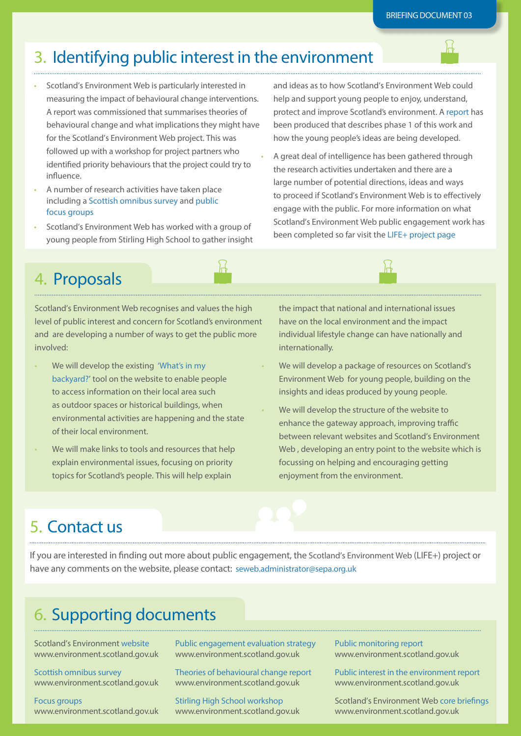## 3. Identifying public interest in the environment

- Scotland's Environment Web is particularly interested in measuring the impact of behavioural change interventions. A report was commissioned that summarises theories of behavioural change and what implications they might have for the Scotland's Environment Web project. This was followed up with a workshop for project partners who identified priority behaviours that the project could try to influence.
- A number of research activities have taken place including a Scottish omnibus survey and public focus groups
- Scotland's Environment Web has worked with a group of young people from Stirling High School to gather insight and ideas as to how Scotland's Environment Web could help and support young people to enjoy, understand, protect and improve Scotland's environment. A report has been produced that describes phase 1 of this work and how the young people's ideas are being developed.
- A great deal of intelligence has been gathered through the research activities undertaken and there are a large number of potential directions, ideas and ways to proceed if Scotland's Environment Web is to effectively engage with the public. For more information on what Scotland's Environment Web public engagement work has been completed so far visit the LIFE+ project page

## 4. Proposals

Scotland's Environment Web recognises and values the high level of public interest and concern for Scotland's environment and are developing a number of ways to get the public more involved:

- We will develop the existing 'What's in my backyard?' tool on the website to enable people to access information on their local area such as outdoor spaces or historical buildings, when environmental activities are happening and the state of their local environment.
- We will make links to tools and resources that help explain environmental issues, focusing on priority topics for Scotland's people. This will help explain the impact that national and international issues have on the local environment and the impact individual lifestyle change can have nationally and internationally.
- We will develop a package of resources on Scotland's Environment Web for young people, building on the insights and ideas produced by young people.
- We will develop the structure of the website to enhance the gateway approach, improving traffic between relevant websites and Scotland's Environment Web , developing an entry point to the website which is focussing on helping and encouraging getting enjoyment from the environment.

## 5. Contact us

If you are interested in finding out more about public engagement, the Scotland's Environment Web (LIFE+) project or have any comments on the website, please contact: seweb.administrator@sepa.org.uk

## 6. Supporting documents

Scotland's Environment website
www.environment.scotland.gov.uk

Scottish omnibus survey
www.environment.scotland.gov.uk

Focus groups
www.environment.scotland.gov.uk

Public engagement evaluation strategy
www.environment.scotland.gov.uk

Theories of behavioural change report
www.environment.scotland.gov.uk

Stirling High School workshop
www.environment.scotland.gov.uk

Public monitoring report
www.environment.scotland.gov.uk

Public interest in the environment report
www.environment.scotland.gov.uk

Scotland's Environment Web core briefings
www.environment.scotland.gov.uk